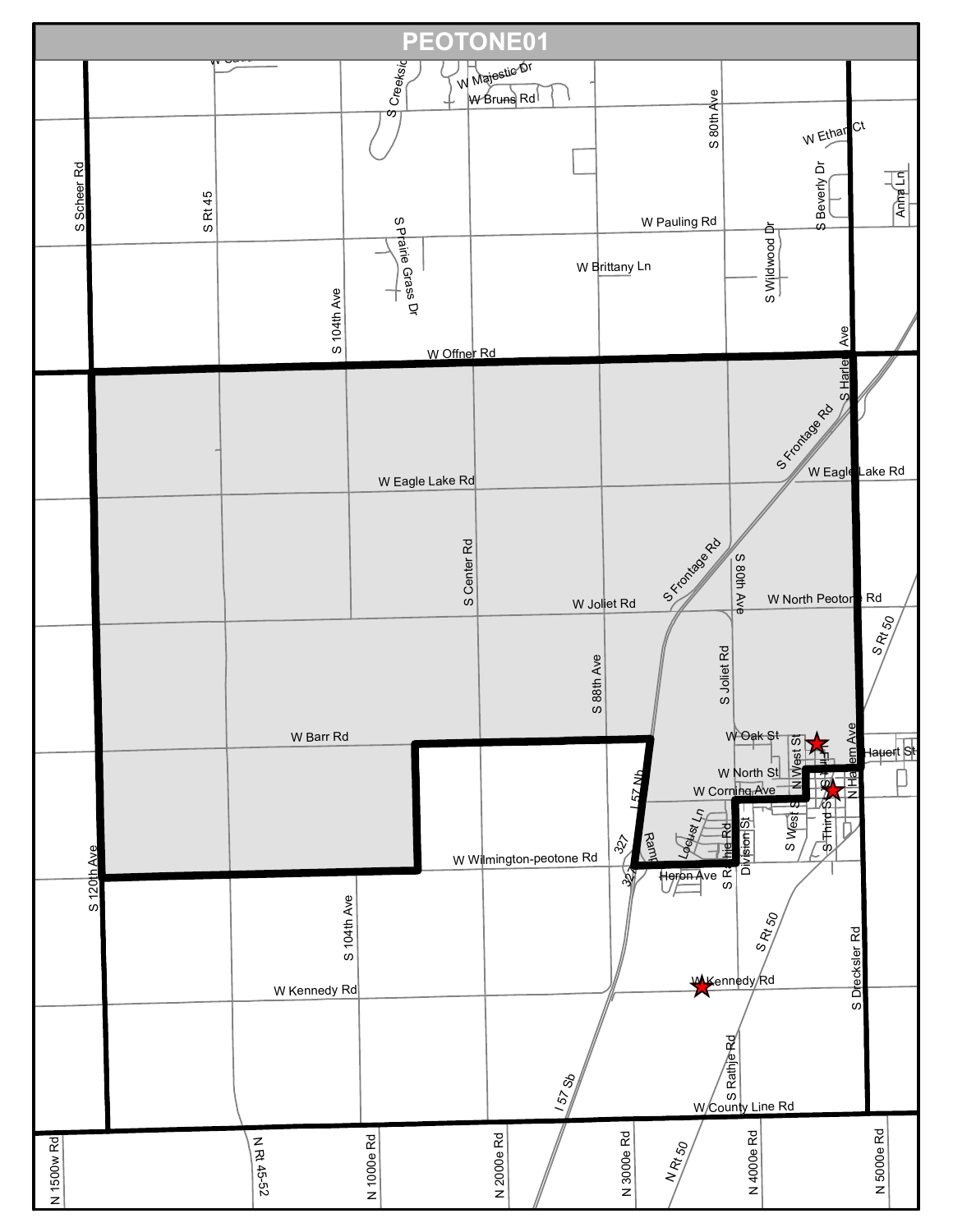# PEOTONE01

W Majestic Dr
W Bruns Rd
S Creekside
S 80th Ave
W Ethan Ct
S Scheer Rd
S Rt 45
S Beverly Dr
Anna Ln
W Pauling Rd
S Prairie Grass Dr
W Brittany Ln
S Wildwood Dr
S 104th Ave
W Offner Rd
S Harlem Ave
S Frontage Rd
W Eagle Lake Rd
W Eagle Lake Rd
S Center Rd
S Frontage Rd
S 80th Ave
W Joliet Rd
W North Peotone Rd
S Rt 50
S 88th Ave
S Joliet Rd
W Barr Rd
W Oak St
N West St
N Harlem Ave
Hauert St
I 57 Nb
W North St
W Corning Ave
S West St
S Third St
Ramp
Locust Ln
S Rathje Rd
Division St
327
327
W Wilmington-peotone Rd
Heron Ave
S 120th Ave
S 104th Ave
S Rt 50
S Drecksler Rd
W Kennedy Rd
W Kennedy Rd
S Rathje Rd
I 57 Sb
W County Line Rd
N 1500w Rd
N Rt 45-52
N 1000e Rd
N 2000e Rd
N 3000e Rd
N Rt 50
N 4000e Rd
N 5000e Rd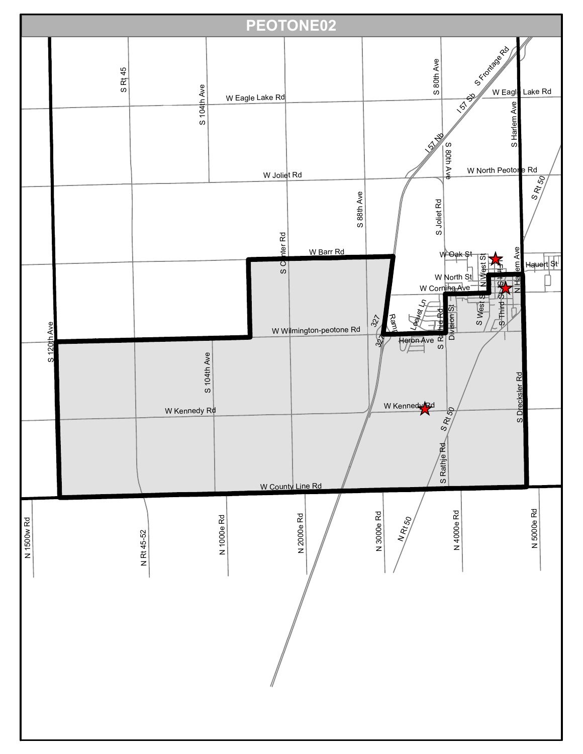# PEOTONE02

S Rt 45
S 104th Ave
W Eagle Lake Rd
S 80th Ave
S Frontage Rd
I 57 Sb
W Eagle Lake Rd
S Harlem Ave
I 57 Nb
S 80th Ave
W Joliet Rd
W North Peotone Rd
S Rt 50
S 88th Ave
S Joliet Rd
S Center Rd
W Barr Rd
W Oak St
N West St
N Harlem Ave
Hauert St
W North St
W Corning Ave
S 120th Ave
W Wilmington-peotone Rd
327
Ramp
Locust Ln
S Rathje Rd
Division St
S West St
S Third St
327
Heron Ave
S 104th Ave
W Kennedy Rd
W Kennedy Rd
S Rt 50
S Drecksler Rd
S Rathje Rd
W County Line Rd
N 1500w Rd
N Rt 45-52
N 1000e Rd
N 2000e Rd
N 3000e Rd
N Rt 50
N 4000e Rd
N 5000e Rd